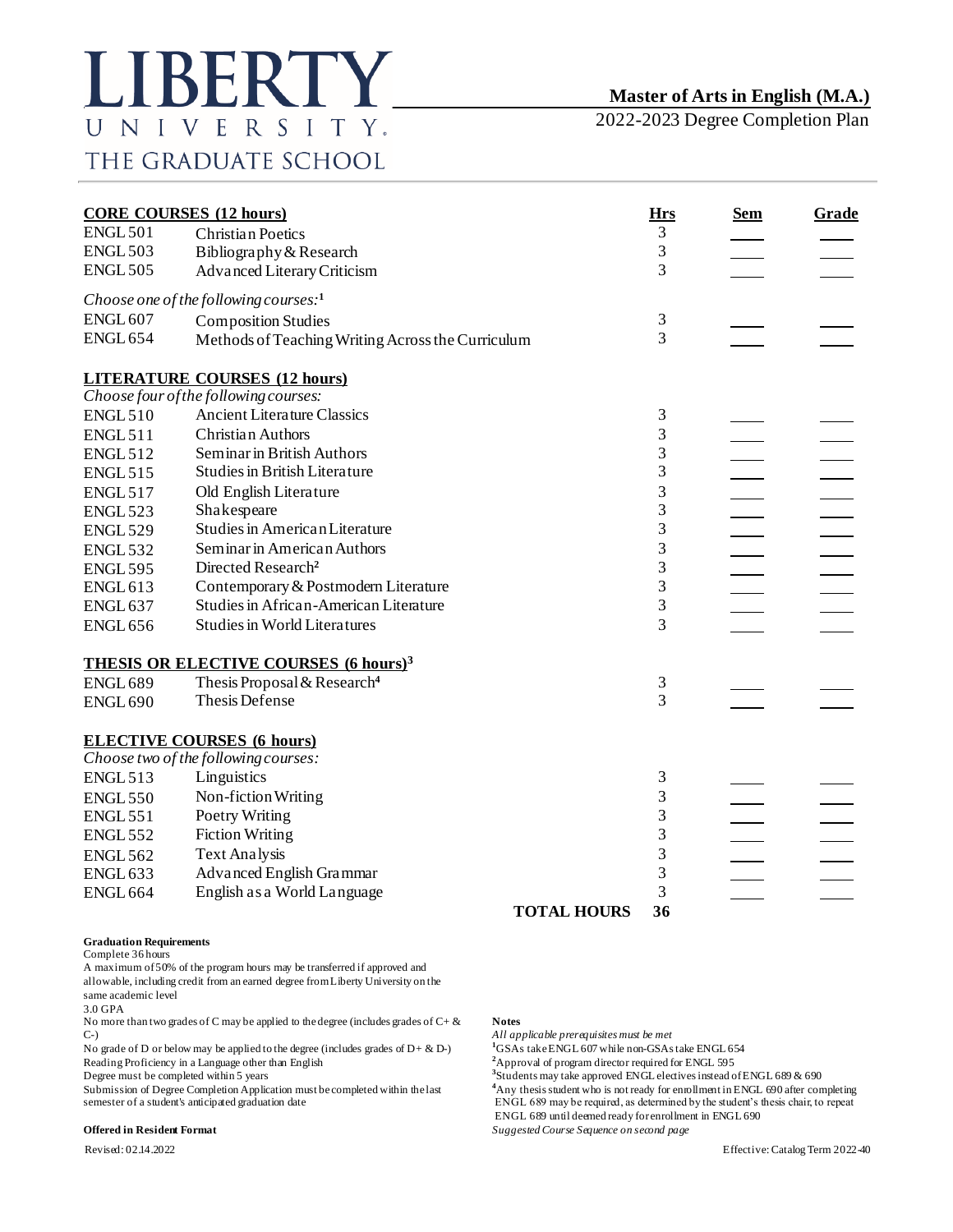# LIBERTY UNIVERSITY
## THE GRADUATE SCHOOL

**Master of Arts in English (M.A.)**
2022-2023 Degree Completion Plan

| **CORE COURSES (12 hours)** | | **Hrs** | **Sem** | **Grade** |
|---|---|---|---|---|
| ENGL 501 | Christian Poetics | 3 | | |
| ENGL 503 | Bibliography & Research | 3 | | |
| ENGL 505 | Advanced Literary Criticism | 3 | | |
| *Choose one of the following courses:*[1] | | | | |
| ENGL 607 | Composition Studies | 3 | | |
| ENGL 654 | Methods of Teaching Writing Across the Curriculum | 3 | | |
| **LITERATURE COURSES (12 hours)** | | | | |
| *Choose four of the following courses:* | | | | |
| ENGL 510 | Ancient Literature Classics | 3 | | |
| ENGL 511 | Christian Authors | 3 | | |
| ENGL 512 | Seminar in British Authors | 3 | | |
| ENGL 515 | Studies in British Literature | 3 | | |
| ENGL 517 | Old English Literature | 3 | | |
| ENGL 523 | Shakespeare | 3 | | |
| ENGL 529 | Studies in American Literature | 3 | | |
| ENGL 532 | Seminar in American Authors | 3 | | |
| ENGL 595 | Directed Research[2] | 3 | | |
| ENGL 613 | Contemporary & Postmodern Literature | 3 | | |
| ENGL 637 | Studies in African-American Literature | 3 | | |
| ENGL 656 | Studies in World Literatures | 3 | | |
| **THESIS OR ELECTIVE COURSES (6 hours)**[3] | | | | |
| ENGL 689 | Thesis Proposal & Research[4] | 3 | | |
| ENGL 690 | Thesis Defense | 3 | | |
| **ELECTIVE COURSES (6 hours)** | | | | |
| *Choose two of the following courses:* | | | | |
| ENGL 513 | Linguistics | 3 | | |
| ENGL 550 | Non-fiction Writing | 3 | | |
| ENGL 551 | Poetry Writing | 3 | | |
| ENGL 552 | Fiction Writing | 3 | | |
| ENGL 562 | Text Analysis | 3 | | |
| ENGL 633 | Advanced English Grammar | 3 | | |
| ENGL 664 | English as a World Language | 3 | | |
| | **TOTAL HOURS** | **36** | | |

**Graduation Requirements**

Complete 36 hours

A maximum of 50% of the program hours may be transferred if approved and allowable, including credit from an earned degree from Liberty University on the same academic level

3.0 GPA

No more than two grades of C may be applied to the degree (includes grades of C+ & C-)

No grade of D or below may be applied to the degree (includes grades of D+ & D-)

Reading Proficiency in a Language other than English

Degree must be completed within 5 years

Submission of Degree Completion Application must be completed within the last semester of a student's anticipated graduation date

**Offered in Resident Format**

**Notes**

*All applicable prerequisites must be met*

[1]GSAs take ENGL 607 while non-GSAs take ENGL 654

[2]Approval of program director required for ENGL 595

[3]Students may take approved ENGL electives instead of ENGL 689 & 690

[4]Any thesis student who is not ready for enrollment in ENGL 690 after completing ENGL 689 may be required, as determined by the student's thesis chair, to repeat ENGL 689 until deemed ready for enrollment in ENGL 690

*Suggested Course Sequence on second page*

Revised: 02.14.2022

Effective: Catalog Term 2022-40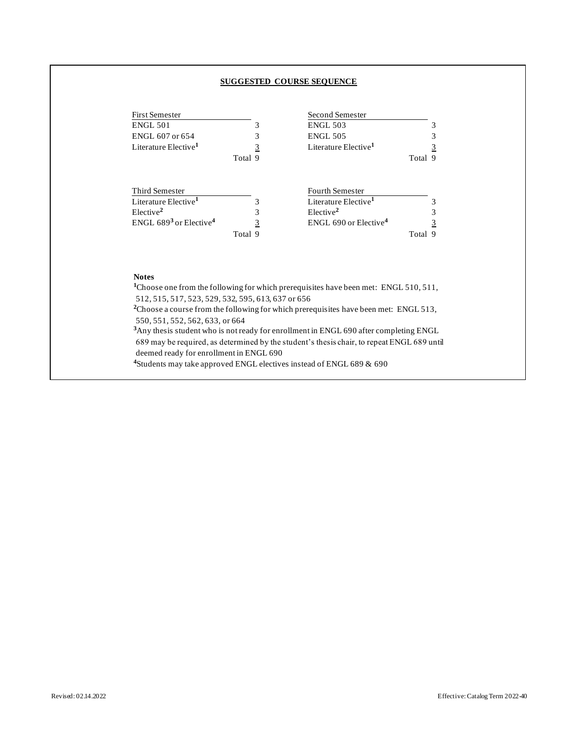## SUGGESTED COURSE SEQUENCE

| First Semester | | Second Semester | |
|---|---|---|---|
| ENGL 501 | 3 | ENGL 503 | 3 |
| ENGL 607 or 654 | 3 | ENGL 505 | 3 |
| Literature Elective[1] | 3 | Literature Elective[1] | 3 |
| Total | 9 | Total | 9 |

| Third Semester | | Fourth Semester | |
|---|---|---|---|
| Literature Elective[1] | 3 | Literature Elective[1] | 3 |
| Elective[2] | 3 | Elective[2] | 3 |
| ENGL 689[3] or Elective[4] | 3 | ENGL 690 or Elective[4] | 3 |
| Total | 9 | Total | 9 |

**Notes**

[1]Choose one from the following for which prerequisites have been met: ENGL 510, 511, 512, 515, 517, 523, 529, 532, 595, 613, 637 or 656

[2]Choose a course from the following for which prerequisites have been met: ENGL 513, 550, 551, 552, 562, 633, or 664

[3]Any thesis student who is not ready for enrollment in ENGL 690 after completing ENGL 689 may be required, as determined by the student's thesis chair, to repeat ENGL 689 until deemed ready for enrollment in ENGL 690

[4]Students may take approved ENGL electives instead of ENGL 689 & 690

Revised: 02.14.2022

Effective: Catalog Term 2022-40